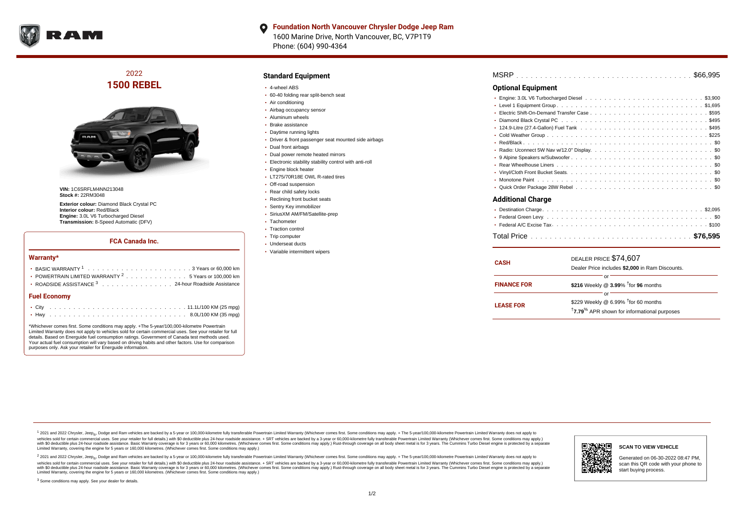**Foundation North Vancouver Chrysler Dodge Jeep Ram**
1600 Marine Drive, North Vancouver, BC, V7P1T9
Phone: (604) 990-4364

# 2022 1500 REBEL

**VIN:** 1C6SRFLM4NN213048
**Stock #:** 22RM3048

**Exterior colour:** Diamond Black Crystal PC
**Interior colour:** Red/Black
**Engine:** 3.0L V6 Turbocharged Diesel
**Transmission:** 8-Speed Automatic (DFV)

## FCA Canada Inc.

### Warranty*

- BASIC WARRANTY [1] . . . . . . . . . . 3 Years or 60,000 km
- POWERTRAIN LIMITED WARRANTY [2] . . . . . . . . . . 5 Years or 100,000 km
- ROADSIDE ASSISTANCE [3] . . . . . . . . . . 24-hour Roadside Assistance

### Fuel Economy

- City . . . . . . . . . . 11.1L/100 KM (25 mpg)
- Hwy . . . . . . . . . . 8.0L/100 KM (35 mpg)

*Whichever comes first. Some conditions may apply. +The 5-year/100,000-kilometre Powertrain Limited Warranty does not apply to vehicles sold for certain commercial uses. See your retailer for full details. Based on Energuide fuel consumption ratings. Government of Canada test methods used. Your actual fuel consumption will vary based on driving habits and other factors. Use for comparison purposes only. Ask your retailer for Energuide information.

## Standard Equipment

- 4-wheel ABS
- 60-40 folding rear split-bench seat
- Air conditioning
- Airbag occupancy sensor
- Aluminum wheels
- Brake assistance
- Daytime running lights
- Driver & front passenger seat mounted side airbags
- Dual front airbags
- Dual power remote heated mirrors
- Electronic stability stability control with anti-roll
- Engine block heater
- LT275/70R18E OWL R-rated tires
- Off-road suspension
- Rear child safety locks
- Reclining front bucket seats
- Sentry Key immobilizer
- SiriusXM AM/FM/Satellite-prep
- Tachometer
- Traction control
- Trip computer
- Underseat ducts
- Variable intermittent wipers

MSRP . . . . . . . . . . $66,995

## Optional Equipment

- Engine: 3.0L V6 Turbocharged Diesel . . . . . . . . . . $3,900
- Level 1 Equipment Group . . . . . . . . . . $1,695
- Electric Shift-On-Demand Transfer Case . . . . . . . . . . $595
- Diamond Black Crystal PC . . . . . . . . . . $495
- 124.9-Litre (27.4-Gallon) Fuel Tank . . . . . . . . . . $495
- Cold Weather Group . . . . . . . . . . $225
- Red/Black . . . . . . . . . . $0
- Radio: Uconnect 5W Nav w/12.0" Display . . . . . . . . . . $0
- 9 Alpine Speakers w/Subwoofer . . . . . . . . . . $0
- Rear Wheelhouse Liners . . . . . . . . . . $0
- Vinyl/Cloth Front Bucket Seats . . . . . . . . . . $0
- Monotone Paint . . . . . . . . . . $0
- Quick Order Package 28W Rebel . . . . . . . . . . $0

## Additional Charge

- Destination Charge . . . . . . . . . . $2,095
- Federal Green Levy . . . . . . . . . . $0
- Federal A/C Excise Tax . . . . . . . . . . $100

Total Price . . . . . . . . . . **$76,595**

**CASH**
DEALER PRICE $74,607
Dealer Price includes **$2,000** in Ram Discounts.

or

**FINANCE FOR**
**$216** Weekly @ **3.99**% [†]for **96** months

or

**LEASE FOR**
$229 Weekly @ 6.99% [†]for 60 months
[†]**7.79**% APR shown for informational purposes

[1] 2021 and 2022 Chrysler, Jeep®, Dodge and Ram vehicles are backed by a 5-year or 100,000-kilometre fully transferable Powertrain Limited Warranty (Whichever comes first. Some conditions may apply. + The 5-year/100,000-kilometre Powertrain Limited Warranty does not apply to vehicles sold for certain commercial uses. See your retailer for full details.) with $0 deductible plus 24-hour roadside assistance. + SRT vehicles are backed by a 3-year or 60,000-kilometre fully transferable Powertrain Limited Warranty (Whichever comes first. Some conditions may apply.) with $0 deductible plus 24-hour roadside assistance. Basic Warranty coverage is for 3 years or 60,000 kilometres. (Whichever comes first. Some conditions may apply.) Rust-through coverage on all body sheet metal is for 3 years. The Cummins Turbo Diesel engine is protected by a separate Limited Warranty, covering the engine for 5 years or 160,000 kilometres. (Whichever comes first. Some conditions may apply.)

[2] 2021 and 2022 Chrysler, Jeep®, Dodge and Ram vehicles are backed by a 5-year or 100,000-kilometre fully transferable Powertrain Limited Warranty (Whichever comes first. Some conditions may apply. + The 5-year/100,000-kilometre Powertrain Limited Warranty does not apply to vehicles sold for certain commercial uses. See your retailer for full details.) with $0 deductible plus 24-hour roadside assistance. + SRT vehicles are backed by a 3-year or 60,000-kilometre fully transferable Powertrain Limited Warranty (Whichever comes first. Some conditions may apply.) with $0 deductible plus 24-hour roadside assistance. Basic Warranty coverage is for 3 years or 60,000 kilometres. (Whichever comes first. Some conditions may apply.) Rust-through coverage on all body sheet metal is for 3 years. The Cummins Turbo Diesel engine is protected by a separate Limited Warranty, covering the engine for 5 years or 160,000 kilometres. (Whichever comes first. Some conditions may apply.)

[3] Some conditions may apply. See your dealer for details.

**SCAN TO VIEW VEHICLE**

Generated on 06-30-2022 08:47 PM, scan this QR code with your phone to start buying process.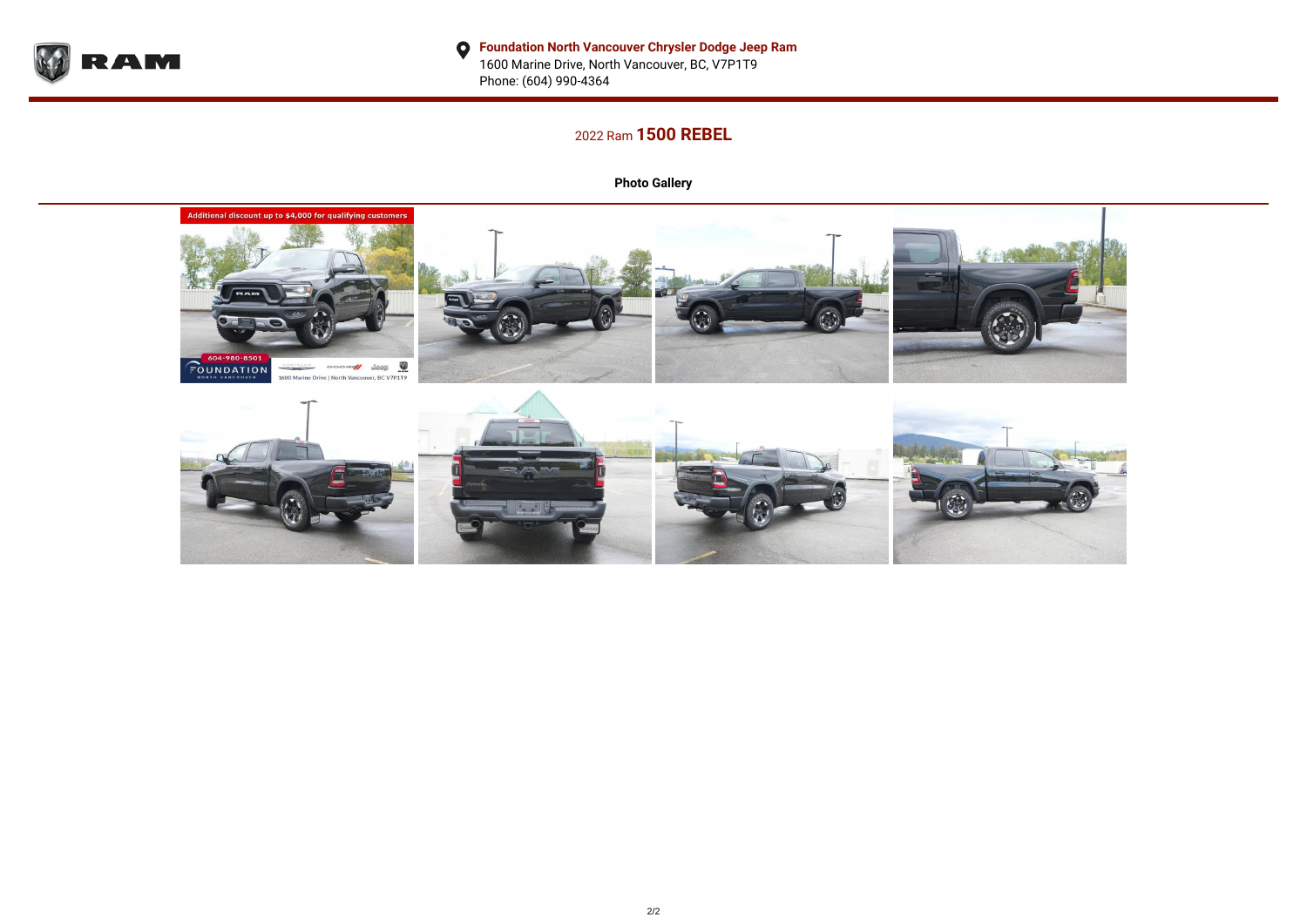**Foundation North Vancouver Chrysler Dodge Jeep Ram**
1600 Marine Drive, North Vancouver, BC, V7P1T9
Phone: (604) 990-4364

## 2022 Ram **1500 REBEL**

### Photo Gallery